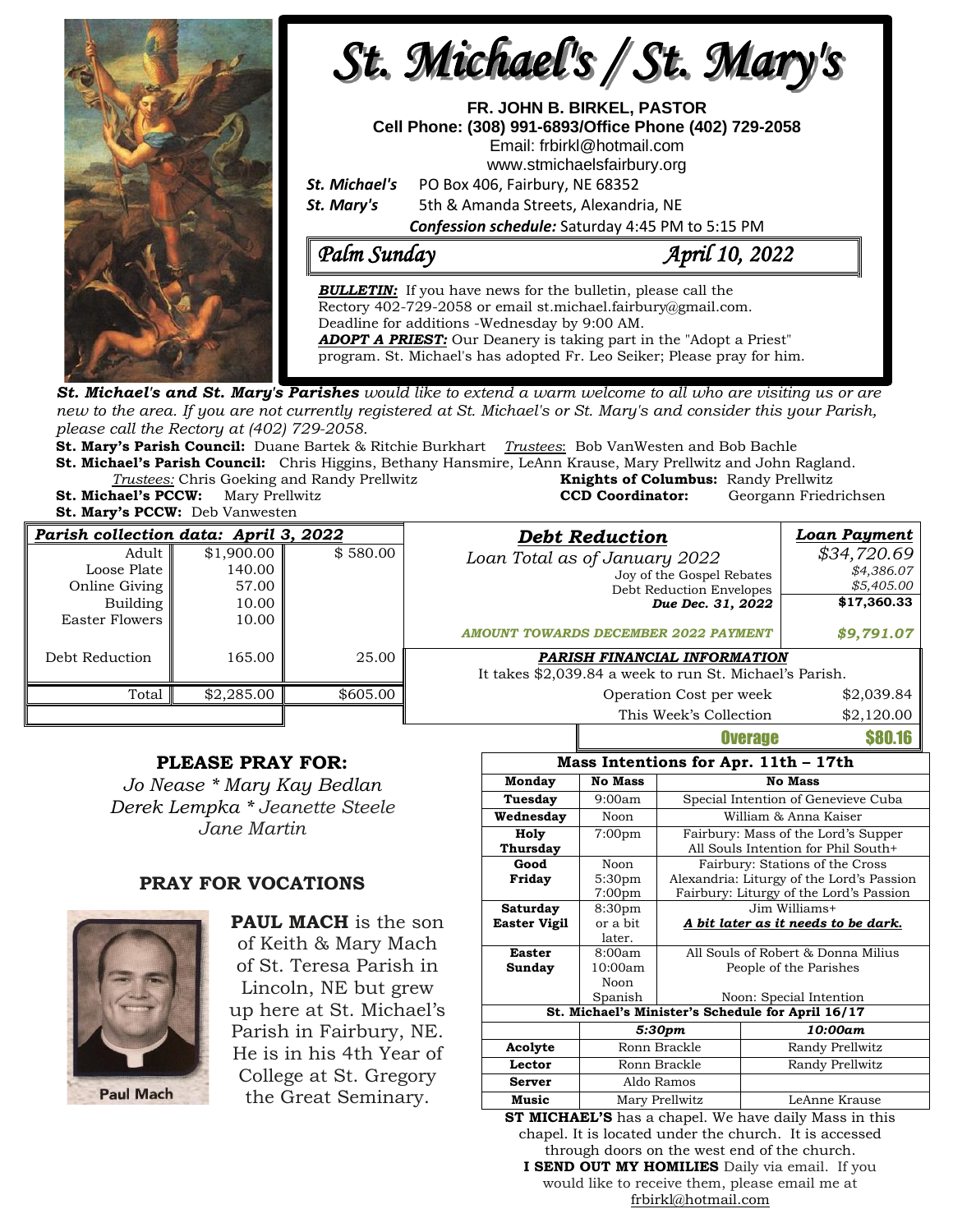# St. Michael's / St. Mary's

**FR. JOHN B. BIRKEL, PASTOR**
**Cell Phone: (308) 991-6893/Office Phone (402) 729-2058**
Email: frbirkl@hotmail.com
www.stmichaelsfairbury.org

***St. Michael's*** PO Box 406, Fairbury, NE 68352
***St. Mary's*** 5th & Amanda Streets, Alexandria, NE

***Confession schedule:*** Saturday 4:45 PM to 5:15 PM

## *Palm Sunday* — *April 10, 2022*

***BULLETIN:*** If you have news for the bulletin, please call the Rectory 402-729-2058 or email st.michael.fairbury@gmail.com. Deadline for additions -Wednesday by 9:00 AM.
***ADOPT A PRIEST:*** Our Deanery is taking part in the "Adopt a Priest" program. St. Michael's has adopted Fr. Leo Seiker; Please pray for him.

***St. Michael's and St. Mary's Parishes*** *would like to extend a warm welcome to all who are visiting us or are new to the area. If you are not currently registered at St. Michael's or St. Mary's and consider this your Parish, please call the Rectory at (402) 729-2058.*

**St. Mary's Parish Council:** Duane Bartek & Ritchie Burkhart *Trustees*: Bob VanWesten and Bob Bachle
**St. Michael's Parish Council:** Chris Higgins, Bethany Hansmire, LeAnn Krause, Mary Prellwitz and John Ragland.
*Trustees:* Chris Goeking and Randy Prellwitz
**Knights of Columbus:** Randy Prellwitz
**St. Michael's PCCW:** Mary Prellwitz
**CCD Coordinator:** Georgann Friedrichsen
**St. Mary's PCCW:** Deb Vanwesten

| *Parish collection data: April 3, 2022* | | |
|---|---|---|
| Adult | $1,900.00 | $ 580.00 |
| Loose Plate | 140.00 | |
| Online Giving | 57.00 | |
| Building | 10.00 | |
| Easter Flowers | 10.00 | |
| Debt Reduction | 165.00 | 25.00 |
| Total | $2,285.00 | $605.00 |

| ***Debt Reduction*** | ***Loan Payment*** |
|---|---|
| *Loan Total as of January 2022* | *$34,720.69* |
| *Joy of the Gospel Rebates* | *$4,386.07* |
| *Debt Reduction Envelopes* | *$5,405.00* |
| ***Due Dec. 31, 2022*** | **$17,360.33** |
| ***AMOUNT TOWARDS DECEMBER 2022 PAYMENT*** | ***$9,791.07*** |

***PARISH FINANCIAL INFORMATION***
It takes $2,039.84 a week to run St. Michael's Parish.

| | |
|---|---|
| Operation Cost per week | $2,039.84 |
| This Week's Collection | $2,120.00 |
| **Overage** | **$80.16** |

### PLEASE PRAY FOR:
*Jo Nease * Mary Kay Bedlan*
*Derek Lempka * Jeanette Steele*
*Jane Martin*

### PRAY FOR VOCATIONS

Paul Mach

**PAUL MACH** is the son of Keith & Mary Mach of St. Teresa Parish in Lincoln, NE but grew up here at St. Michael's Parish in Fairbury, NE. He is in his 4th Year of College at St. Gregory the Great Seminary.

| **Mass Intentions for Apr. 11th – 17th** | | |
|---|---|---|
| **Monday** | **No Mass** | **No Mass** |
| **Tuesday** | 9:00am | Special Intention of Genevieve Cuba |
| **Wednesday** | Noon | William & Anna Kaiser |
| **Holy Thursday** | 7:00pm | Fairbury: Mass of the Lord's Supper<br>All Souls Intention for Phil South+ |
| **Good Friday** | Noon<br>5:30pm<br>7:00pm | Fairbury: Stations of the Cross<br>Alexandria: Liturgy of the Lord's Passion<br>Fairbury: Liturgy of the Lord's Passion |
| **Saturday Easter Vigil** | 8:30pm or a bit later. | Jim Williams+<br>***A bit later as it needs to be dark.*** |
| **Easter Sunday** | 8:00am<br>10:00am<br>Noon Spanish | All Souls of Robert & Donna Milius<br>People of the Parishes<br>Noon: Special Intention |

| **St. Michael's Minister's Schedule for April 16/17** | | |
|---|---|---|
| | ***5:30pm*** | ***10:00am*** |
| **Acolyte** | Ronn Brackle | Randy Prellwitz |
| **Lector** | Ronn Brackle | Randy Prellwitz |
| **Server** | Aldo Ramos | |
| **Music** | Mary Prellwitz | LeAnne Krause |

**ST MICHAEL'S** has a chapel. We have daily Mass in this chapel. It is located under the church. It is accessed through doors on the west end of the church.

**I SEND OUT MY HOMILIES** Daily via email. If you would like to receive them, please email me at frbirkl@hotmail.com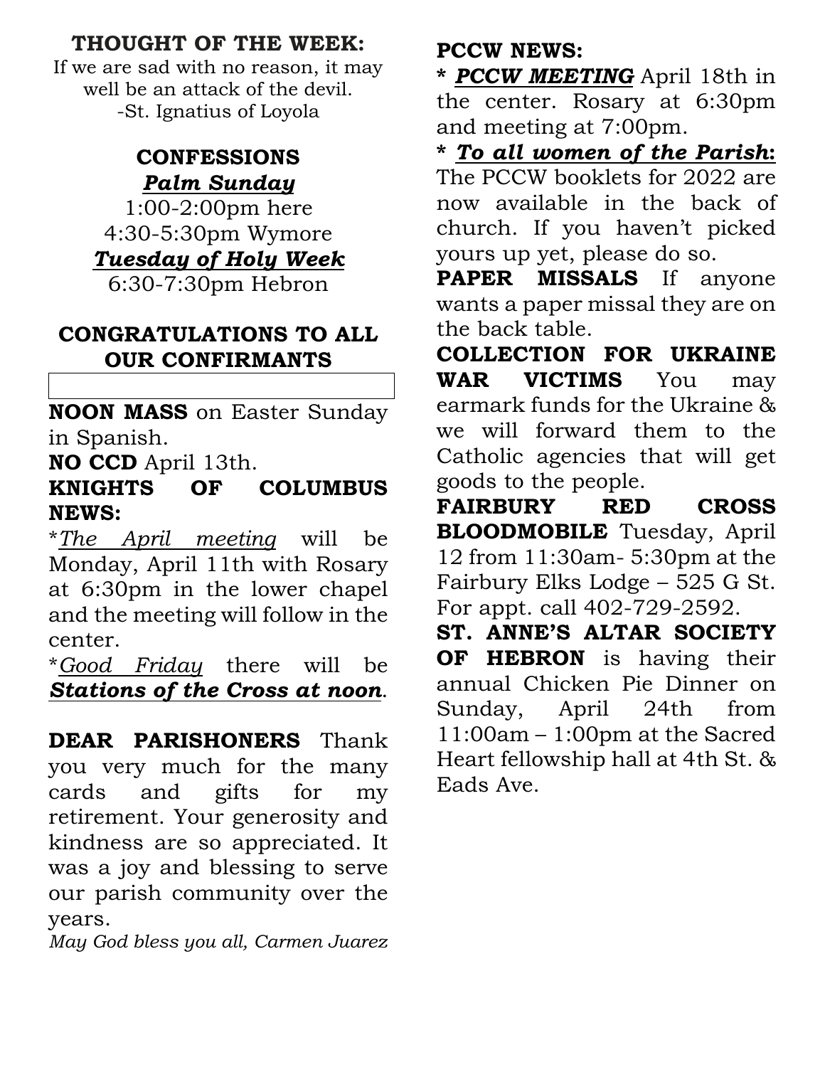**THOUGHT OF THE WEEK:**

If we are sad with no reason, it may well be an attack of the devil.
-St. Ignatius of Loyola

**CONFESSIONS**

***Palm Sunday***

1:00-2:00pm here
4:30-5:30pm Wymore

***Tuesday of Holy Week***

6:30-7:30pm Hebron

**CONGRATULATIONS TO ALL OUR CONFIRMANTS**

**NOON MASS** on Easter Sunday in Spanish.

**NO CCD** April 13th.

**KNIGHTS OF COLUMBUS NEWS:**

**The April meeting* will be Monday, April 11th with Rosary at 6:30pm in the lower chapel and the meeting will follow in the center.

**Good Friday* there will be ***Stations of the Cross at noon***.

**DEAR PARISHONERS** Thank you very much for the many cards and gifts for my retirement. Your generosity and kindness are so appreciated. It was a joy and blessing to serve our parish community over the years.

*May God bless you all, Carmen Juarez*

**PCCW NEWS:**

* ***PCCW MEETING*** April 18th in the center. Rosary at 6:30pm and meeting at 7:00pm.

* ***To all women of the Parish*:** The PCCW booklets for 2022 are now available in the back of church. If you haven't picked yours up yet, please do so.

**PAPER MISSALS** If anyone wants a paper missal they are on the back table.

**COLLECTION FOR UKRAINE WAR VICTIMS** You may earmark funds for the Ukraine & we will forward them to the Catholic agencies that will get goods to the people.

**FAIRBURY RED CROSS BLOODMOBILE** Tuesday, April 12 from 11:30am- 5:30pm at the Fairbury Elks Lodge – 525 G St. For appt. call 402-729-2592.

**ST. ANNE'S ALTAR SOCIETY OF HEBRON** is having their annual Chicken Pie Dinner on Sunday, April 24th from 11:00am – 1:00pm at the Sacred Heart fellowship hall at 4th St. & Eads Ave.